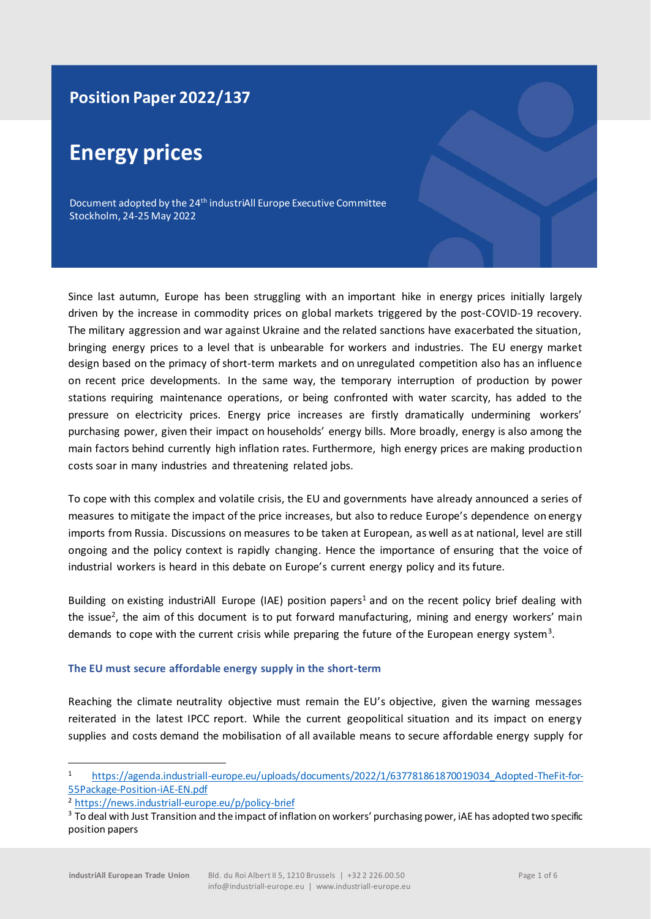## Position Paper 2022/137

# Energy prices

Document adopted by the 24th industriAll Europe Executive Committee
Stockholm, 24-25 May 2022

Since last autumn, Europe has been struggling with an important hike in energy prices initially largely driven by the increase in commodity prices on global markets triggered by the post-COVID-19 recovery. The military aggression and war against Ukraine and the related sanctions have exacerbated the situation, bringing energy prices to a level that is unbearable for workers and industries. The EU energy market design based on the primacy of short-term markets and on unregulated competition also has an influence on recent price developments. In the same way, the temporary interruption of production by power stations requiring maintenance operations, or being confronted with water scarcity, has added to the pressure on electricity prices. Energy price increases are firstly dramatically undermining workers' purchasing power, given their impact on households' energy bills. More broadly, energy is also among the main factors behind currently high inflation rates. Furthermore, high energy prices are making production costs soar in many industries and threatening related jobs.

To cope with this complex and volatile crisis, the EU and governments have already announced a series of measures to mitigate the impact of the price increases, but also to reduce Europe's dependence on energy imports from Russia. Discussions on measures to be taken at European, as well as at national, level are still ongoing and the policy context is rapidly changing. Hence the importance of ensuring that the voice of industrial workers is heard in this debate on Europe's current energy policy and its future.

Building on existing industriAll Europe (IAE) position papers[1] and on the recent policy brief dealing with the issue[2], the aim of this document is to put forward manufacturing, mining and energy workers' main demands to cope with the current crisis while preparing the future of the European energy system[3].

### The EU must secure affordable energy supply in the short-term

Reaching the climate neutrality objective must remain the EU's objective, given the warning messages reiterated in the latest IPCC report. While the current geopolitical situation and its impact on energy supplies and costs demand the mobilisation of all available means to secure affordable energy supply for

---

[1] https://agenda.industriall-europe.eu/uploads/documents/2022/1/637781861870019034_Adopted-TheFit-for-55Package-Position-iAE-EN.pdf

[2] https://news.industriall-europe.eu/p/policy-brief

[3] To deal with Just Transition and the impact of inflation on workers' purchasing power, iAE has adopted two specific position papers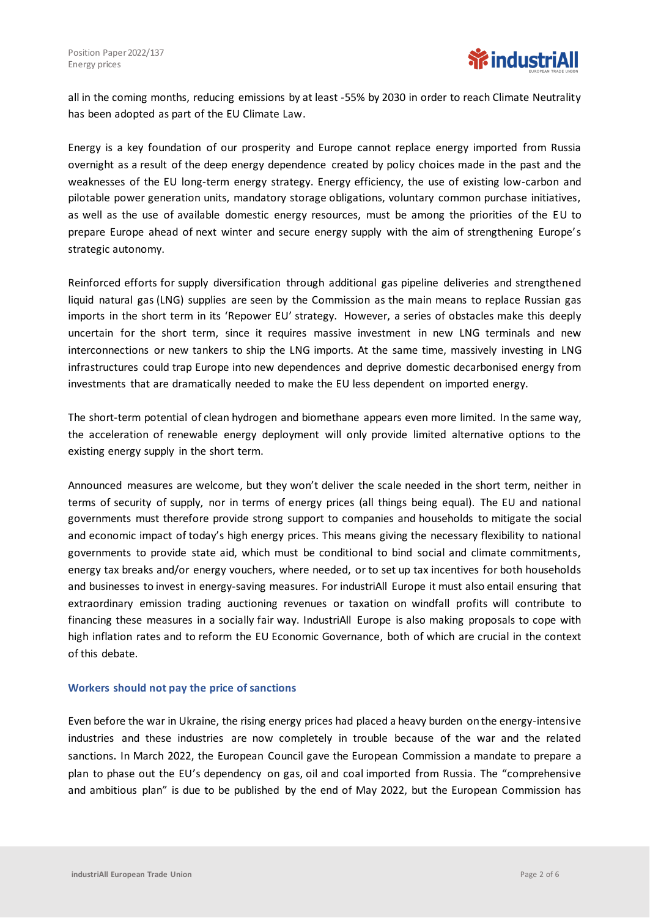all in the coming months, reducing emissions by at least -55% by 2030 in order to reach Climate Neutrality has been adopted as part of the EU Climate Law.

Energy is a key foundation of our prosperity and Europe cannot replace energy imported from Russia overnight as a result of the deep energy dependence created by policy choices made in the past and the weaknesses of the EU long-term energy strategy. Energy efficiency, the use of existing low-carbon and pilotable power generation units, mandatory storage obligations, voluntary common purchase initiatives, as well as the use of available domestic energy resources, must be among the priorities of the EU to prepare Europe ahead of next winter and secure energy supply with the aim of strengthening Europe's strategic autonomy.

Reinforced efforts for supply diversification through additional gas pipeline deliveries and strengthened liquid natural gas (LNG) supplies are seen by the Commission as the main means to replace Russian gas imports in the short term in its 'Repower EU' strategy. However, a series of obstacles make this deeply uncertain for the short term, since it requires massive investment in new LNG terminals and new interconnections or new tankers to ship the LNG imports. At the same time, massively investing in LNG infrastructures could trap Europe into new dependences and deprive domestic decarbonised energy from investments that are dramatically needed to make the EU less dependent on imported energy.

The short-term potential of clean hydrogen and biomethane appears even more limited. In the same way, the acceleration of renewable energy deployment will only provide limited alternative options to the existing energy supply in the short term.

Announced measures are welcome, but they won't deliver the scale needed in the short term, neither in terms of security of supply, nor in terms of energy prices (all things being equal). The EU and national governments must therefore provide strong support to companies and households to mitigate the social and economic impact of today's high energy prices. This means giving the necessary flexibility to national governments to provide state aid, which must be conditional to bind social and climate commitments, energy tax breaks and/or energy vouchers, where needed, or to set up tax incentives for both households and businesses to invest in energy-saving measures. For industriAll Europe it must also entail ensuring that extraordinary emission trading auctioning revenues or taxation on windfall profits will contribute to financing these measures in a socially fair way. IndustriAll Europe is also making proposals to cope with high inflation rates and to reform the EU Economic Governance, both of which are crucial in the context of this debate.

## Workers should not pay the price of sanctions

Even before the war in Ukraine, the rising energy prices had placed a heavy burden on the energy-intensive industries and these industries are now completely in trouble because of the war and the related sanctions. In March 2022, the European Council gave the European Commission a mandate to prepare a plan to phase out the EU's dependency on gas, oil and coal imported from Russia. The "comprehensive and ambitious plan" is due to be published by the end of May 2022, but the European Commission has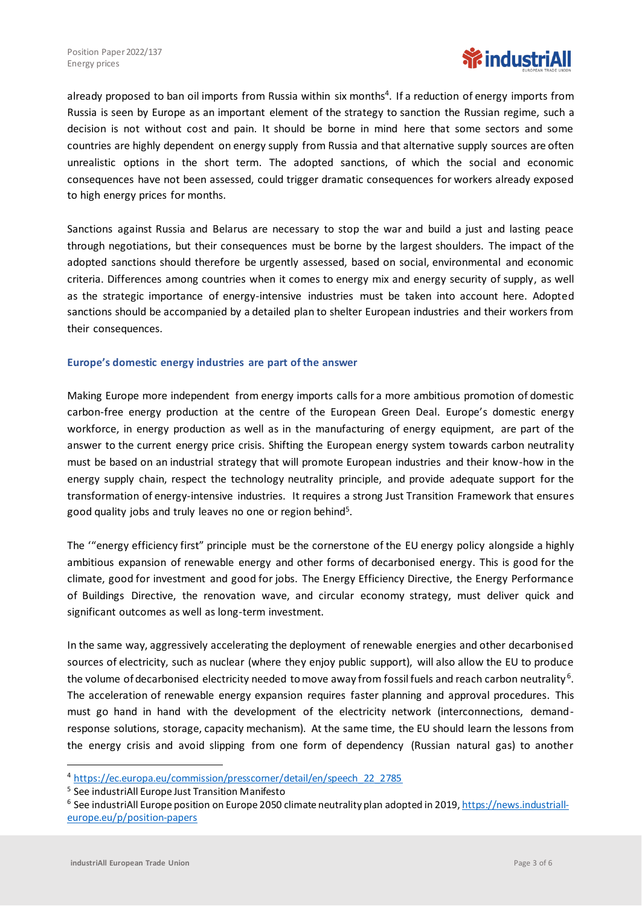already proposed to ban oil imports from Russia within six months[4]. If a reduction of energy imports from Russia is seen by Europe as an important element of the strategy to sanction the Russian regime, such a decision is not without cost and pain. It should be borne in mind here that some sectors and some countries are highly dependent on energy supply from Russia and that alternative supply sources are often unrealistic options in the short term. The adopted sanctions, of which the social and economic consequences have not been assessed, could trigger dramatic consequences for workers already exposed to high energy prices for months.

Sanctions against Russia and Belarus are necessary to stop the war and build a just and lasting peace through negotiations, but their consequences must be borne by the largest shoulders. The impact of the adopted sanctions should therefore be urgently assessed, based on social, environmental and economic criteria. Differences among countries when it comes to energy mix and energy security of supply, as well as the strategic importance of energy-intensive industries must be taken into account here. Adopted sanctions should be accompanied by a detailed plan to shelter European industries and their workers from their consequences.

### Europe's domestic energy industries are part of the answer

Making Europe more independent from energy imports calls for a more ambitious promotion of domestic carbon-free energy production at the centre of the European Green Deal. Europe's domestic energy workforce, in energy production as well as in the manufacturing of energy equipment, are part of the answer to the current energy price crisis. Shifting the European energy system towards carbon neutrality must be based on an industrial strategy that will promote European industries and their know-how in the energy supply chain, respect the technology neutrality principle, and provide adequate support for the transformation of energy-intensive industries. It requires a strong Just Transition Framework that ensures good quality jobs and truly leaves no one or region behind[5].

The '"energy efficiency first" principle must be the cornerstone of the EU energy policy alongside a highly ambitious expansion of renewable energy and other forms of decarbonised energy. This is good for the climate, good for investment and good for jobs. The Energy Efficiency Directive, the Energy Performance of Buildings Directive, the renovation wave, and circular economy strategy, must deliver quick and significant outcomes as well as long-term investment.

In the same way, aggressively accelerating the deployment of renewable energies and other decarbonised sources of electricity, such as nuclear (where they enjoy public support), will also allow the EU to produce the volume of decarbonised electricity needed to move away from fossil fuels and reach carbon neutrality[6]. The acceleration of renewable energy expansion requires faster planning and approval procedures. This must go hand in hand with the development of the electricity network (interconnections, demand-response solutions, storage, capacity mechanism). At the same time, the EU should learn the lessons from the energy crisis and avoid slipping from one form of dependency (Russian natural gas) to another

---

[4] https://ec.europa.eu/commission/presscorner/detail/en/speech_22_2785

[5] See industriAll Europe Just Transition Manifesto

[6] See industriAll Europe position on Europe 2050 climate neutrality plan adopted in 2019, https://news.industriall-europe.eu/p/position-papers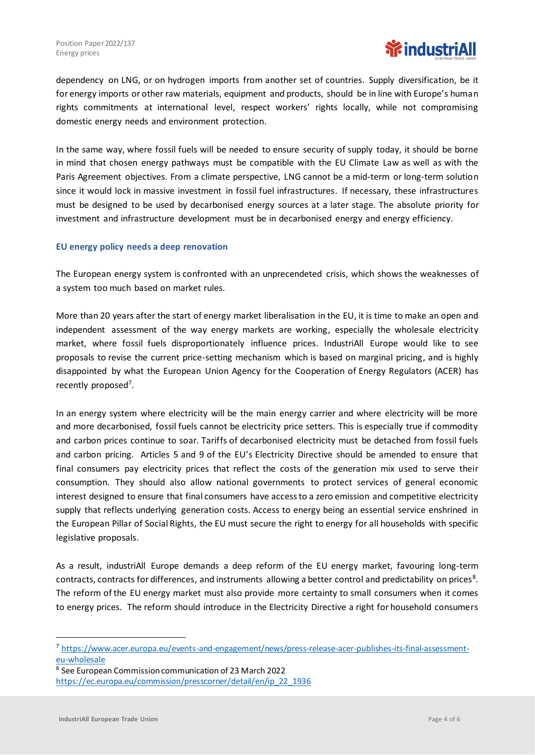dependency on LNG, or on hydrogen imports from another set of countries. Supply diversification, be it for energy imports or other raw materials, equipment and products, should be in line with Europe's human rights commitments at international level, respect workers' rights locally, while not compromising domestic energy needs and environment protection.

In the same way, where fossil fuels will be needed to ensure security of supply today, it should be borne in mind that chosen energy pathways must be compatible with the EU Climate Law as well as with the Paris Agreement objectives. From a climate perspective, LNG cannot be a mid-term or long-term solution since it would lock in massive investment in fossil fuel infrastructures. If necessary, these infrastructures must be designed to be used by decarbonised energy sources at a later stage. The absolute priority for investment and infrastructure development must be in decarbonised energy and energy efficiency.

## EU energy policy needs a deep renovation

The European energy system is confronted with an unprecedented crisis, which shows the weaknesses of a system too much based on market rules.

More than 20 years after the start of energy market liberalisation in the EU, it is time to make an open and independent assessment of the way energy markets are working, especially the wholesale electricity market, where fossil fuels disproportionately influence prices. IndustriAll Europe would like to see proposals to revise the current price-setting mechanism which is based on marginal pricing, and is highly disappointed by what the European Union Agency for the Cooperation of Energy Regulators (ACER) has recently proposed[7].

In an energy system where electricity will be the main energy carrier and where electricity will be more and more decarbonised, fossil fuels cannot be electricity price setters. This is especially true if commodity and carbon prices continue to soar. Tariffs of decarbonised electricity must be detached from fossil fuels and carbon pricing. Articles 5 and 9 of the EU's Electricity Directive should be amended to ensure that final consumers pay electricity prices that reflect the costs of the generation mix used to serve their consumption. They should also allow national governments to protect services of general economic interest designed to ensure that final consumers have access to a zero emission and competitive electricity supply that reflects underlying generation costs. Access to energy being an essential service enshrined in the European Pillar of Social Rights, the EU must secure the right to energy for all households with specific legislative proposals.

As a result, industriAll Europe demands a deep reform of the EU energy market, favouring long-term contracts, contracts for differences, and instruments allowing a better control and predictability on prices[8]. The reform of the EU energy market must also provide more certainty to small consumers when it comes to energy prices. The reform should introduce in the Electricity Directive a right for household consumers

---

[7] https://www.acer.europa.eu/events-and-engagement/news/press-release-acer-publishes-its-final-assessment-eu-wholesale

[8] See European Commission communication of 23 March 2022 https://ec.europa.eu/commission/presscorner/detail/en/ip_22_1936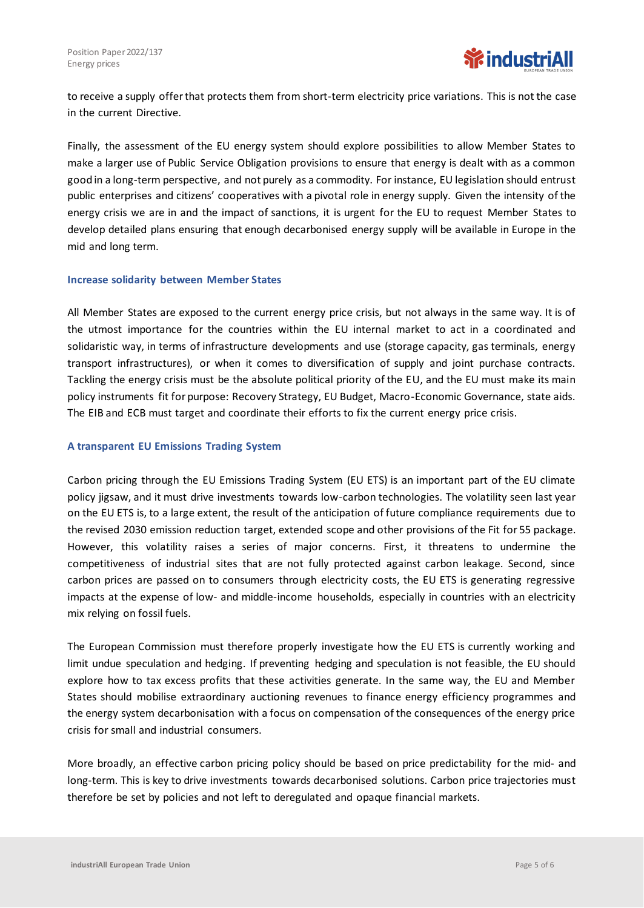to receive a supply offer that protects them from short-term electricity price variations. This is not the case in the current Directive.

Finally, the assessment of the EU energy system should explore possibilities to allow Member States to make a larger use of Public Service Obligation provisions to ensure that energy is dealt with as a common good in a long-term perspective, and not purely as a commodity. For instance, EU legislation should entrust public enterprises and citizens' cooperatives with a pivotal role in energy supply. Given the intensity of the energy crisis we are in and the impact of sanctions, it is urgent for the EU to request Member States to develop detailed plans ensuring that enough decarbonised energy supply will be available in Europe in the mid and long term.

## Increase solidarity between Member States

All Member States are exposed to the current energy price crisis, but not always in the same way. It is of the utmost importance for the countries within the EU internal market to act in a coordinated and solidaristic way, in terms of infrastructure developments and use (storage capacity, gas terminals, energy transport infrastructures), or when it comes to diversification of supply and joint purchase contracts. Tackling the energy crisis must be the absolute political priority of the EU, and the EU must make its main policy instruments fit for purpose: Recovery Strategy, EU Budget, Macro-Economic Governance, state aids. The EIB and ECB must target and coordinate their efforts to fix the current energy price crisis.

## A transparent EU Emissions Trading System

Carbon pricing through the EU Emissions Trading System (EU ETS) is an important part of the EU climate policy jigsaw, and it must drive investments towards low-carbon technologies. The volatility seen last year on the EU ETS is, to a large extent, the result of the anticipation of future compliance requirements due to the revised 2030 emission reduction target, extended scope and other provisions of the Fit for 55 package. However, this volatility raises a series of major concerns. First, it threatens to undermine the competitiveness of industrial sites that are not fully protected against carbon leakage. Second, since carbon prices are passed on to consumers through electricity costs, the EU ETS is generating regressive impacts at the expense of low- and middle-income households, especially in countries with an electricity mix relying on fossil fuels.

The European Commission must therefore properly investigate how the EU ETS is currently working and limit undue speculation and hedging. If preventing hedging and speculation is not feasible, the EU should explore how to tax excess profits that these activities generate. In the same way, the EU and Member States should mobilise extraordinary auctioning revenues to finance energy efficiency programmes and the energy system decarbonisation with a focus on compensation of the consequences of the energy price crisis for small and industrial consumers.

More broadly, an effective carbon pricing policy should be based on price predictability for the mid- and long-term. This is key to drive investments towards decarbonised solutions. Carbon price trajectories must therefore be set by policies and not left to deregulated and opaque financial markets.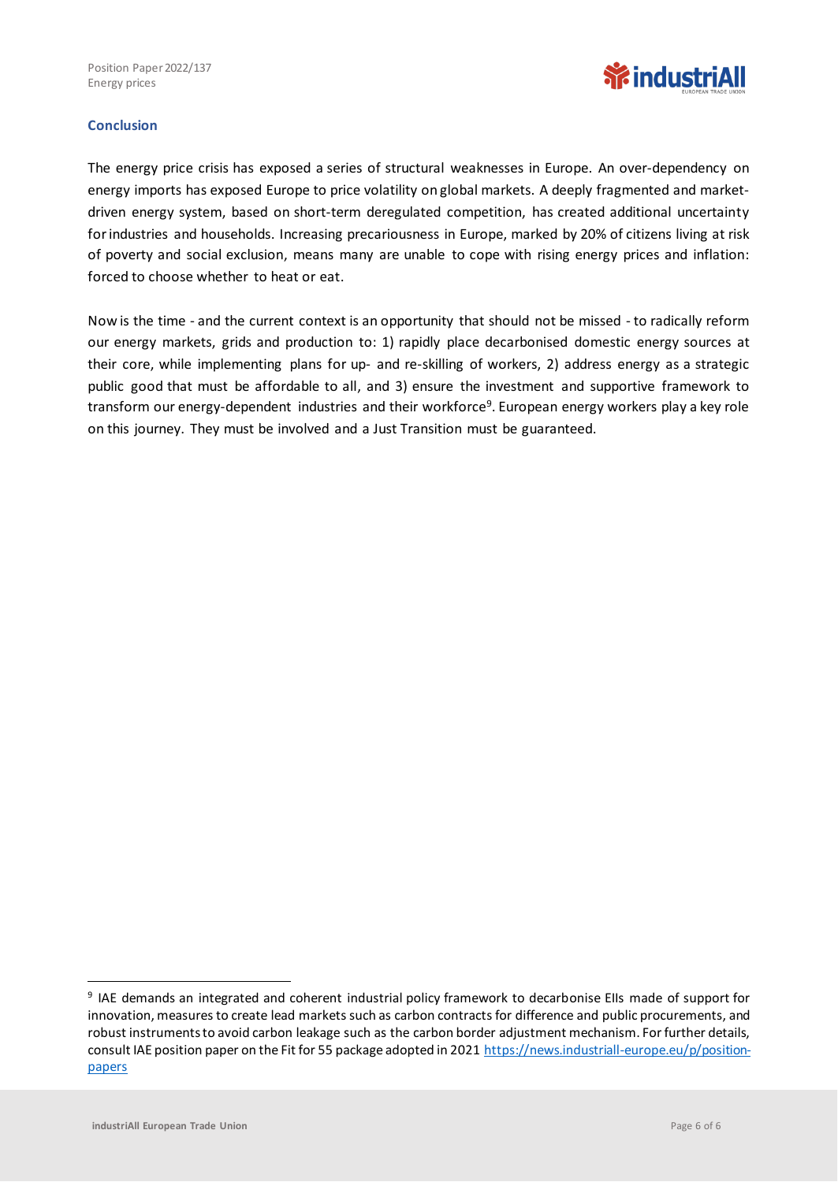### Conclusion

The energy price crisis has exposed a series of structural weaknesses in Europe. An over-dependency on energy imports has exposed Europe to price volatility on global markets. A deeply fragmented and market-driven energy system, based on short-term deregulated competition, has created additional uncertainty for industries and households. Increasing precariousness in Europe, marked by 20% of citizens living at risk of poverty and social exclusion, means many are unable to cope with rising energy prices and inflation: forced to choose whether to heat or eat.

Now is the time - and the current context is an opportunity that should not be missed - to radically reform our energy markets, grids and production to: 1) rapidly place decarbonised domestic energy sources at their core, while implementing plans for up- and re-skilling of workers, 2) address energy as a strategic public good that must be affordable to all, and 3) ensure the investment and supportive framework to transform our energy-dependent industries and their workforce[9]. European energy workers play a key role on this journey. They must be involved and a Just Transition must be guaranteed.

---

[9] IAE demands an integrated and coherent industrial policy framework to decarbonise EIIs made of support for innovation, measures to create lead markets such as carbon contracts for difference and public procurements, and robust instruments to avoid carbon leakage such as the carbon border adjustment mechanism. For further details, consult IAE position paper on the Fit for 55 package adopted in 2021 https://news.industriall-europe.eu/p/position-papers